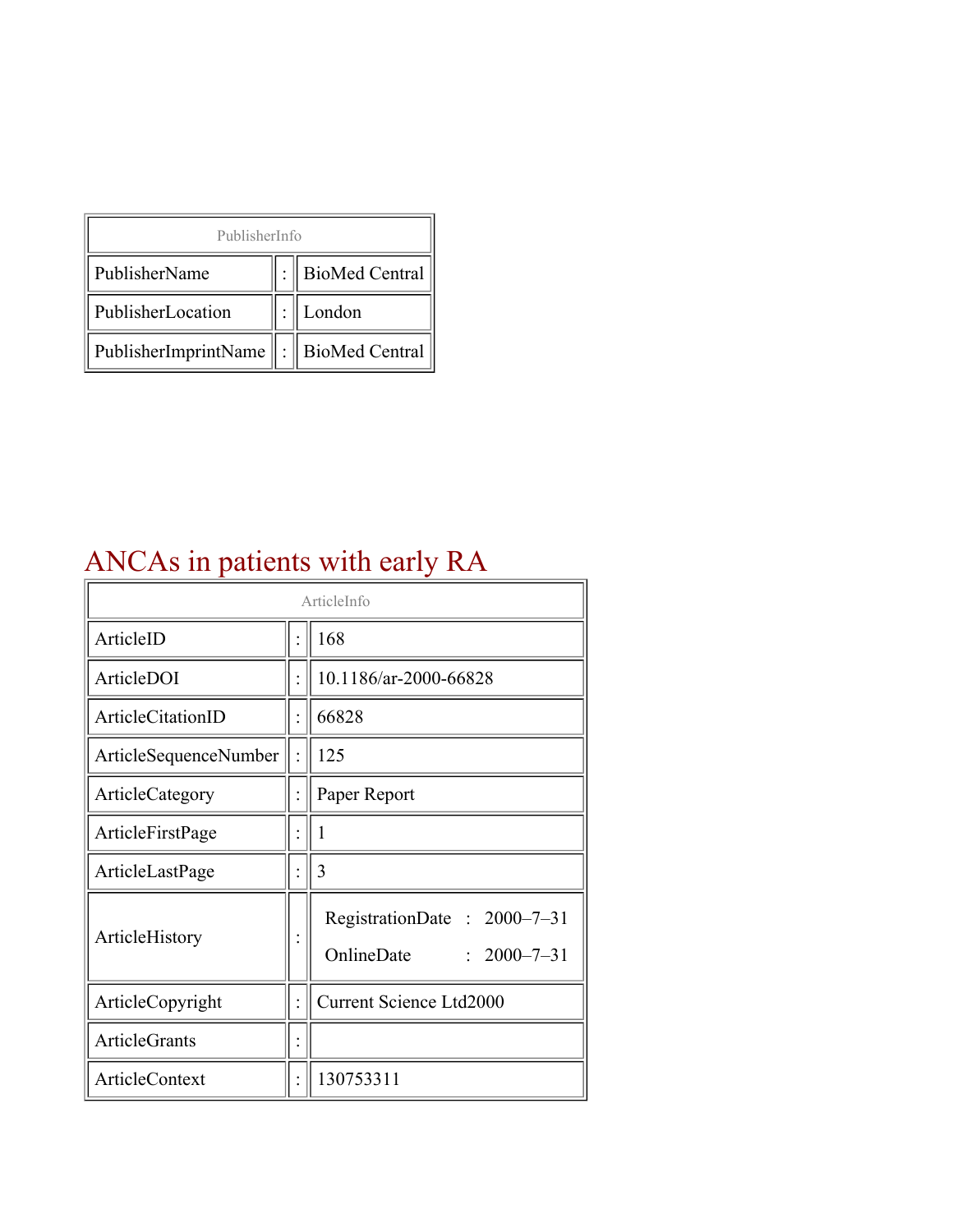| PublisherInfo | | |
| --- | --- | --- |
| PublisherName | : | BioMed Central |
| PublisherLocation | : | London |
| PublisherImprintName | : | BioMed Central |

# ANCAs in patients with early RA

| ArticleInfo | | |
| --- | --- | --- |
| ArticleID | : | 168 |
| ArticleDOI | : | 10.1186/ar-2000-66828 |
| ArticleCitationID | : | 66828 |
| ArticleSequenceNumber | : | 125 |
| ArticleCategory | : | Paper Report |
| ArticleFirstPage | : | 1 |
| ArticleLastPage | : | 3 |
| ArticleHistory | : | RegistrationDate : 2000–7–31<br>OnlineDate : 2000–7–31 |
| ArticleCopyright | : | Current Science Ltd2000 |
| ArticleGrants | : | |
| ArticleContext | : | 130753311 |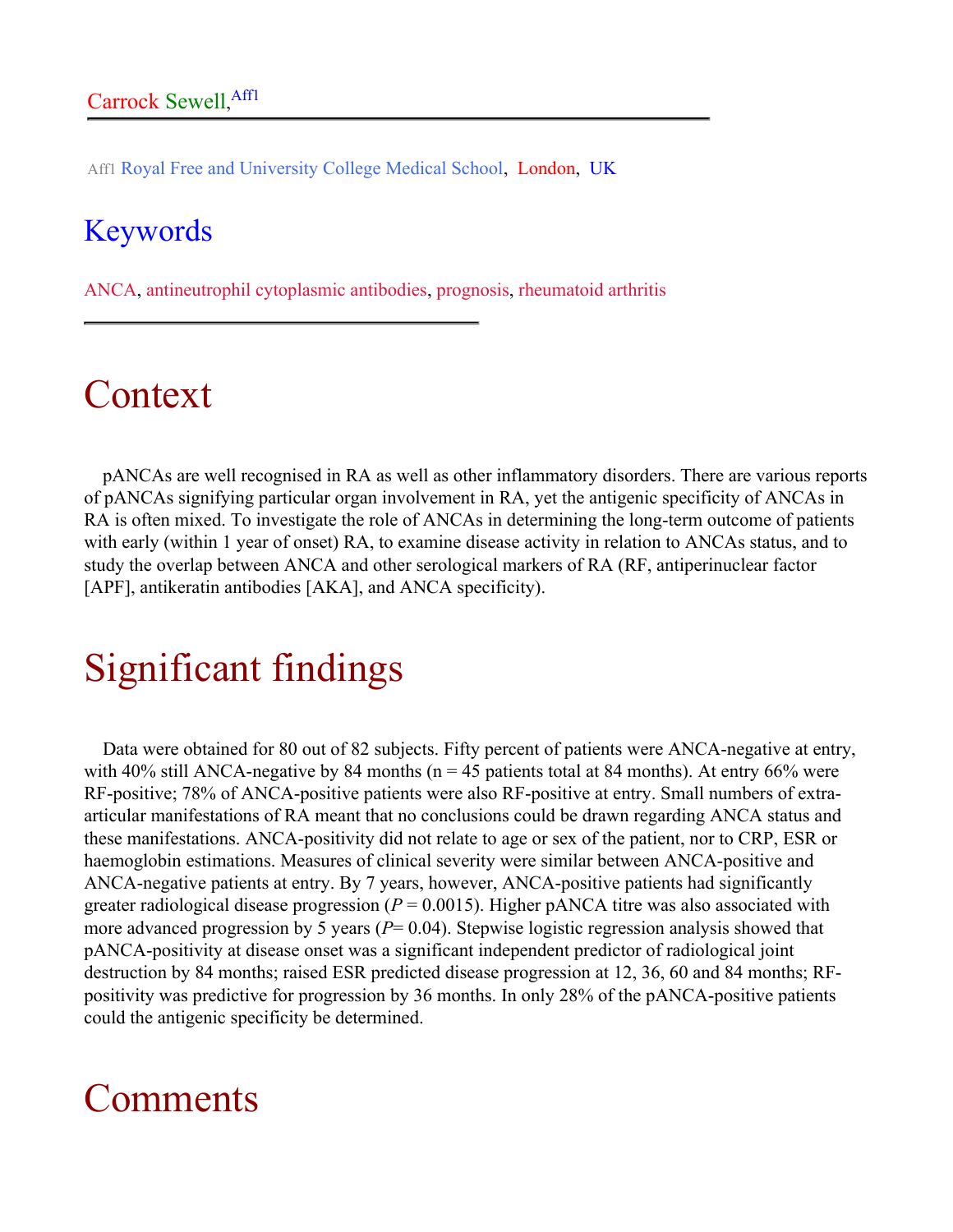Carrock Sewell,[Aff1]

Aff1 Royal Free and University College Medical School, London, UK

## Keywords

ANCA, antineutrophil cytoplasmic antibodies, prognosis, rheumatoid arthritis

# Context

pANCAs are well recognised in RA as well as other inflammatory disorders. There are various reports of pANCAs signifying particular organ involvement in RA, yet the antigenic specificity of ANCAs in RA is often mixed. To investigate the role of ANCAs in determining the long-term outcome of patients with early (within 1 year of onset) RA, to examine disease activity in relation to ANCAs status, and to study the overlap between ANCA and other serological markers of RA (RF, antiperinuclear factor [APF], antikeratin antibodies [AKA], and ANCA specificity).

# Significant findings

Data were obtained for 80 out of 82 subjects. Fifty percent of patients were ANCA-negative at entry, with 40% still ANCA-negative by 84 months (n = 45 patients total at 84 months). At entry 66% were RF-positive; 78% of ANCA-positive patients were also RF-positive at entry. Small numbers of extra-articular manifestations of RA meant that no conclusions could be drawn regarding ANCA status and these manifestations. ANCA-positivity did not relate to age or sex of the patient, nor to CRP, ESR or haemoglobin estimations. Measures of clinical severity were similar between ANCA-positive and ANCA-negative patients at entry. By 7 years, however, ANCA-positive patients had significantly greater radiological disease progression ($P = 0.0015$). Higher pANCA titre was also associated with more advanced progression by 5 years ($P = 0.04$). Stepwise logistic regression analysis showed that pANCA-positivity at disease onset was a significant independent predictor of radiological joint destruction by 84 months; raised ESR predicted disease progression at 12, 36, 60 and 84 months; RF-positivity was predictive for progression by 36 months. In only 28% of the pANCA-positive patients could the antigenic specificity be determined.

# Comments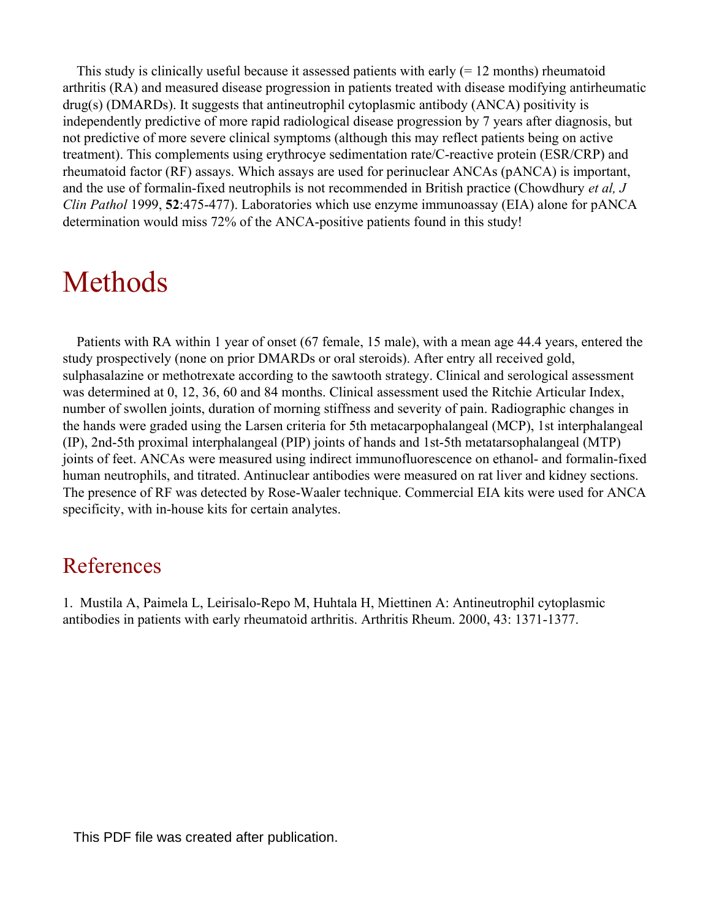This study is clinically useful because it assessed patients with early (= 12 months) rheumatoid arthritis (RA) and measured disease progression in patients treated with disease modifying antirheumatic drug(s) (DMARDs). It suggests that antineutrophil cytoplasmic antibody (ANCA) positivity is independently predictive of more rapid radiological disease progression by 7 years after diagnosis, but not predictive of more severe clinical symptoms (although this may reflect patients being on active treatment). This complements using erythrocye sedimentation rate/C-reactive protein (ESR/CRP) and rheumatoid factor (RF) assays. Which assays are used for perinuclear ANCAs (pANCA) is important, and the use of formalin-fixed neutrophils is not recommended in British practice (Chowdhury *et al, J Clin Pathol* 1999, **52**:475-477). Laboratories which use enzyme immunoassay (EIA) alone for pANCA determination would miss 72% of the ANCA-positive patients found in this study!

# Methods

Patients with RA within 1 year of onset (67 female, 15 male), with a mean age 44.4 years, entered the study prospectively (none on prior DMARDs or oral steroids). After entry all received gold, sulphasalazine or methotrexate according to the sawtooth strategy. Clinical and serological assessment was determined at 0, 12, 36, 60 and 84 months. Clinical assessment used the Ritchie Articular Index, number of swollen joints, duration of morning stiffness and severity of pain. Radiographic changes in the hands were graded using the Larsen criteria for 5th metacarpophalangeal (MCP), 1st interphalangeal (IP), 2nd-5th proximal interphalangeal (PIP) joints of hands and 1st-5th metatarsophalangeal (MTP) joints of feet. ANCAs were measured using indirect immunofluorescence on ethanol- and formalin-fixed human neutrophils, and titrated. Antinuclear antibodies were measured on rat liver and kidney sections. The presence of RF was detected by Rose-Waaler technique. Commercial EIA kits were used for ANCA specificity, with in-house kits for certain analytes.

## References

1. Mustila A, Paimela L, Leirisalo-Repo M, Huhtala H, Miettinen A: Antineutrophil cytoplasmic antibodies in patients with early rheumatoid arthritis. Arthritis Rheum. 2000, 43: 1371-1377.

This PDF file was created after publication.